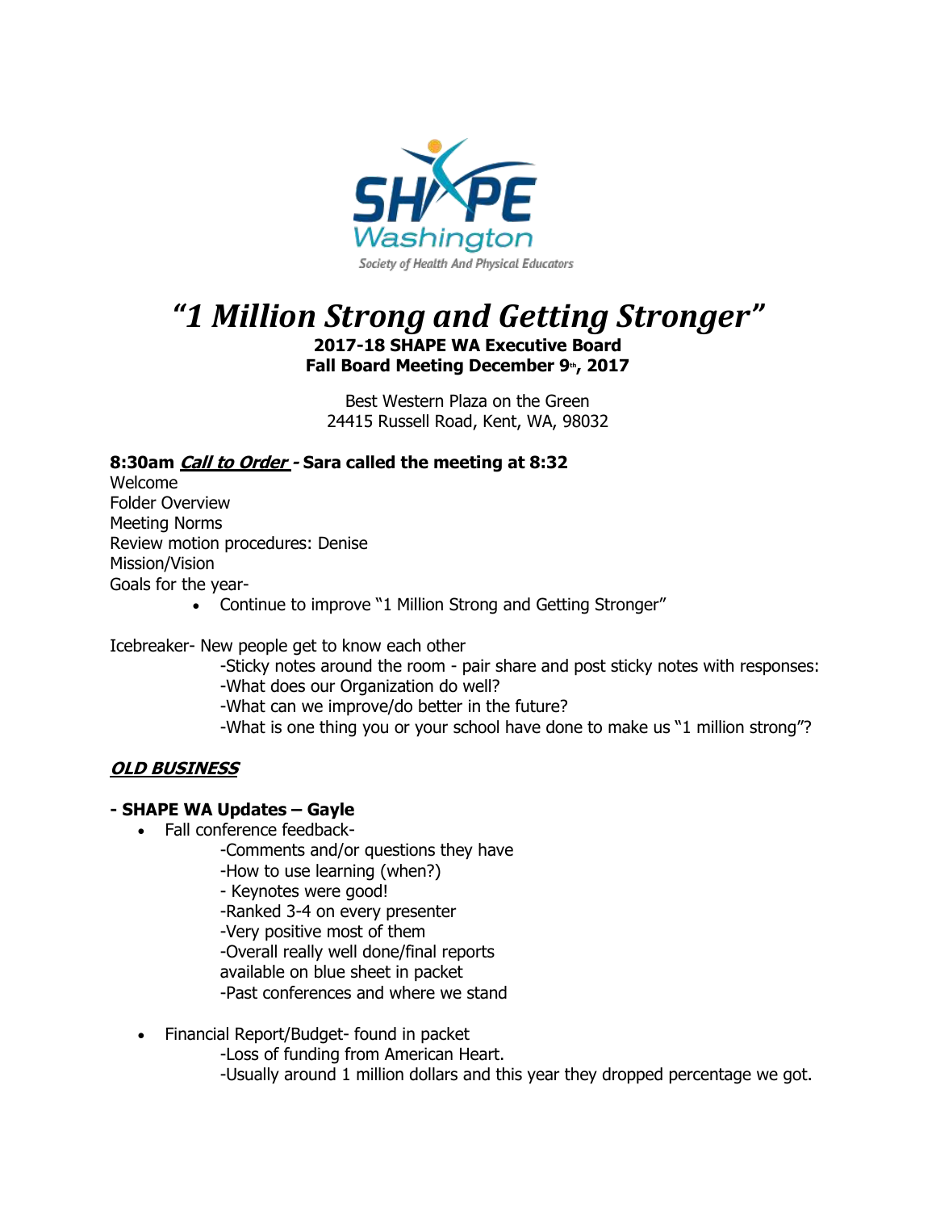SHAPE Washington

Society of Health And Physical Educators

# *"1 Million Strong and Getting Stronger"*

**2017-18 SHAPE WA Executive Board**
**Fall Board Meeting December 9th, 2017**

Best Western Plaza on the Green
24415 Russell Road, Kent, WA, 98032

**8:30am *Call to Order* - Sara called the meeting at 8:32**

Welcome
Folder Overview
Meeting Norms
Review motion procedures: Denise
Mission/Vision
Goals for the year-

- Continue to improve "1 Million Strong and Getting Stronger"

Icebreaker- New people get to know each other

-Sticky notes around the room - pair share and post sticky notes with responses:
-What does our Organization do well?
-What can we improve/do better in the future?
-What is one thing you or your school have done to make us "1 million strong"?

***OLD BUSINESS***

**- SHAPE WA Updates – Gayle**

- Fall conference feedback-
  - -Comments and/or questions they have
  - -How to use learning (when?)
  - \- Keynotes were good!
  - -Ranked 3-4 on every presenter
  - -Very positive most of them
  - -Overall really well done/final reports available on blue sheet in packet
  - -Past conferences and where we stand

- Financial Report/Budget- found in packet
  - -Loss of funding from American Heart.
  - -Usually around 1 million dollars and this year they dropped percentage we got.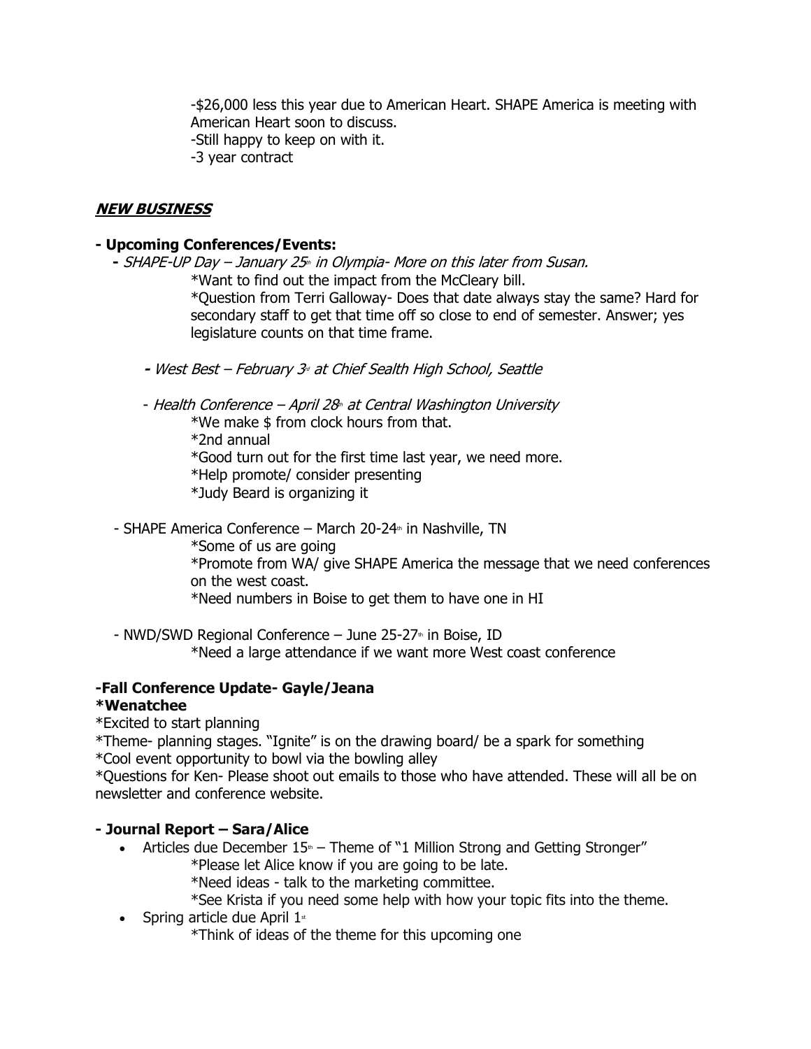-$26,000 less this year due to American Heart. SHAPE America is meeting with American Heart soon to discuss.
-Still happy to keep on with it.
-3 year contract

## ***NEW BUSINESS***

**- Upcoming Conferences/Events:**

- *SHAPE-UP Day – January 25th in Olympia- More on this later from Susan.*
  *Want to find out the impact from the McCleary bill.
  *Question from Terri Galloway- Does that date always stay the same? Hard for secondary staff to get that time off so close to end of semester. Answer; yes legislature counts on that time frame.

- *West Best – February 3rd at Chief Sealth High School, Seattle*

- *Health Conference – April 28th at Central Washington University*
  *We make $ from clock hours from that.
  *2nd annual
  *Good turn out for the first time last year, we need more.
  *Help promote/ consider presenting
  *Judy Beard is organizing it

- SHAPE America Conference – March 20-24th in Nashville, TN
  *Some of us are going
  *Promote from WA/ give SHAPE America the message that we need conferences on the west coast.
  *Need numbers in Boise to get them to have one in HI

- NWD/SWD Regional Conference – June 25-27th in Boise, ID
  *Need a large attendance if we want more West coast conference

**-Fall Conference Update- Gayle/Jeana**
**\*Wenatchee**
*Excited to start planning
*Theme- planning stages. "Ignite" is on the drawing board/ be a spark for something
*Cool event opportunity to bowl via the bowling alley
*Questions for Ken- Please shoot out emails to those who have attended. These will all be on newsletter and conference website.

**- Journal Report – Sara/Alice**

- Articles due December 15th – Theme of "1 Million Strong and Getting Stronger"
  *Please let Alice know if you are going to be late.
  *Need ideas - talk to the marketing committee.
  *See Krista if you need some help with how your topic fits into the theme.
- Spring article due April 1st
  *Think of ideas of the theme for this upcoming one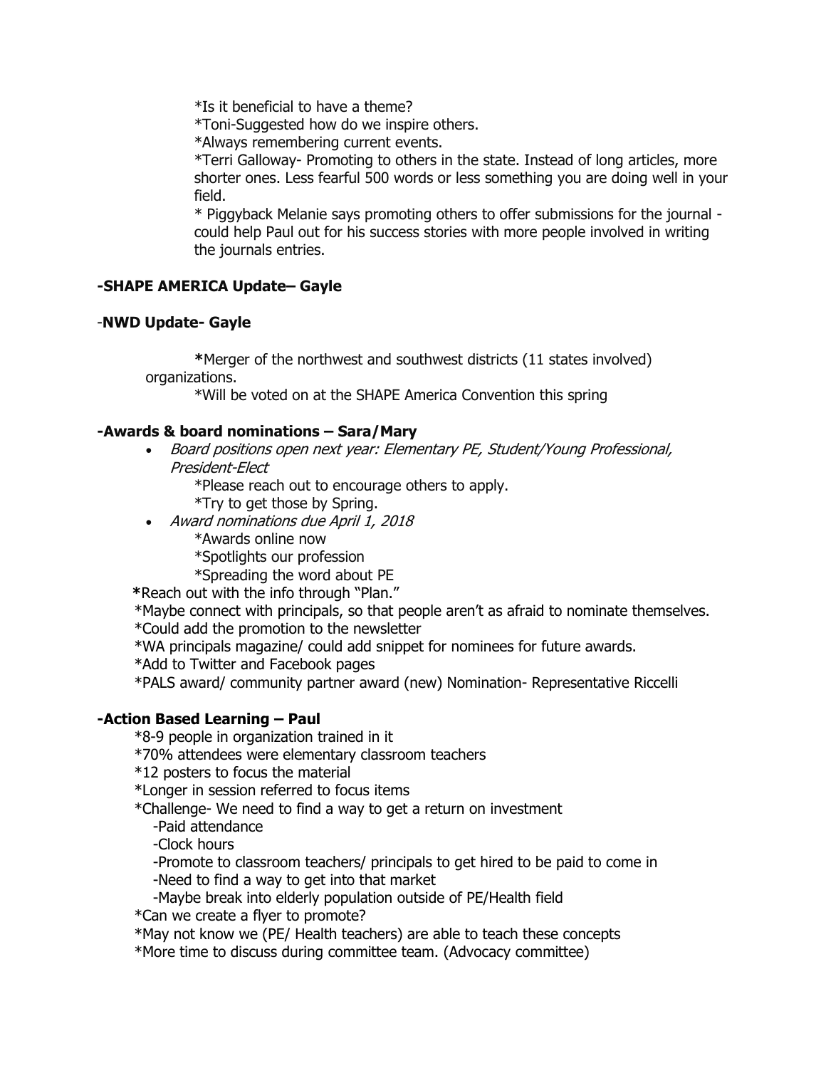*Is it beneficial to have a theme?

*Toni-Suggested how do we inspire others.

*Always remembering current events.

*Terri Galloway- Promoting to others in the state. Instead of long articles, more shorter ones. Less fearful 500 words or less something you are doing well in your field.

* Piggyback Melanie says promoting others to offer submissions for the journal - could help Paul out for his success stories with more people involved in writing the journals entries.

**-SHAPE AMERICA Update– Gayle**

-**NWD Update- Gayle**

**\***Merger of the northwest and southwest districts (11 states involved) organizations.

*Will be voted on at the SHAPE America Convention this spring

**-Awards & board nominations – Sara/Mary**

- *Board positions open next year: Elementary PE, Student/Young Professional, President-Elect*

  *Please reach out to encourage others to apply.

  *Try to get those by Spring.

- *Award nominations due April 1, 2018*

  *Awards online now

  *Spotlights our profession

  *Spreading the word about PE

**\***Reach out with the info through "Plan."

*Maybe connect with principals, so that people aren't as afraid to nominate themselves.

*Could add the promotion to the newsletter

*WA principals magazine/ could add snippet for nominees for future awards.

*Add to Twitter and Facebook pages

*PALS award/ community partner award (new) Nomination- Representative Riccelli

**-Action Based Learning – Paul**

*8-9 people in organization trained in it

*70% attendees were elementary classroom teachers

*12 posters to focus the material

*Longer in session referred to focus items

*Challenge- We need to find a way to get a return on investment

- -Paid attendance
- -Clock hours
- -Promote to classroom teachers/ principals to get hired to be paid to come in
- -Need to find a way to get into that market
- -Maybe break into elderly population outside of PE/Health field

*Can we create a flyer to promote?

*May not know we (PE/ Health teachers) are able to teach these concepts

*More time to discuss during committee team. (Advocacy committee)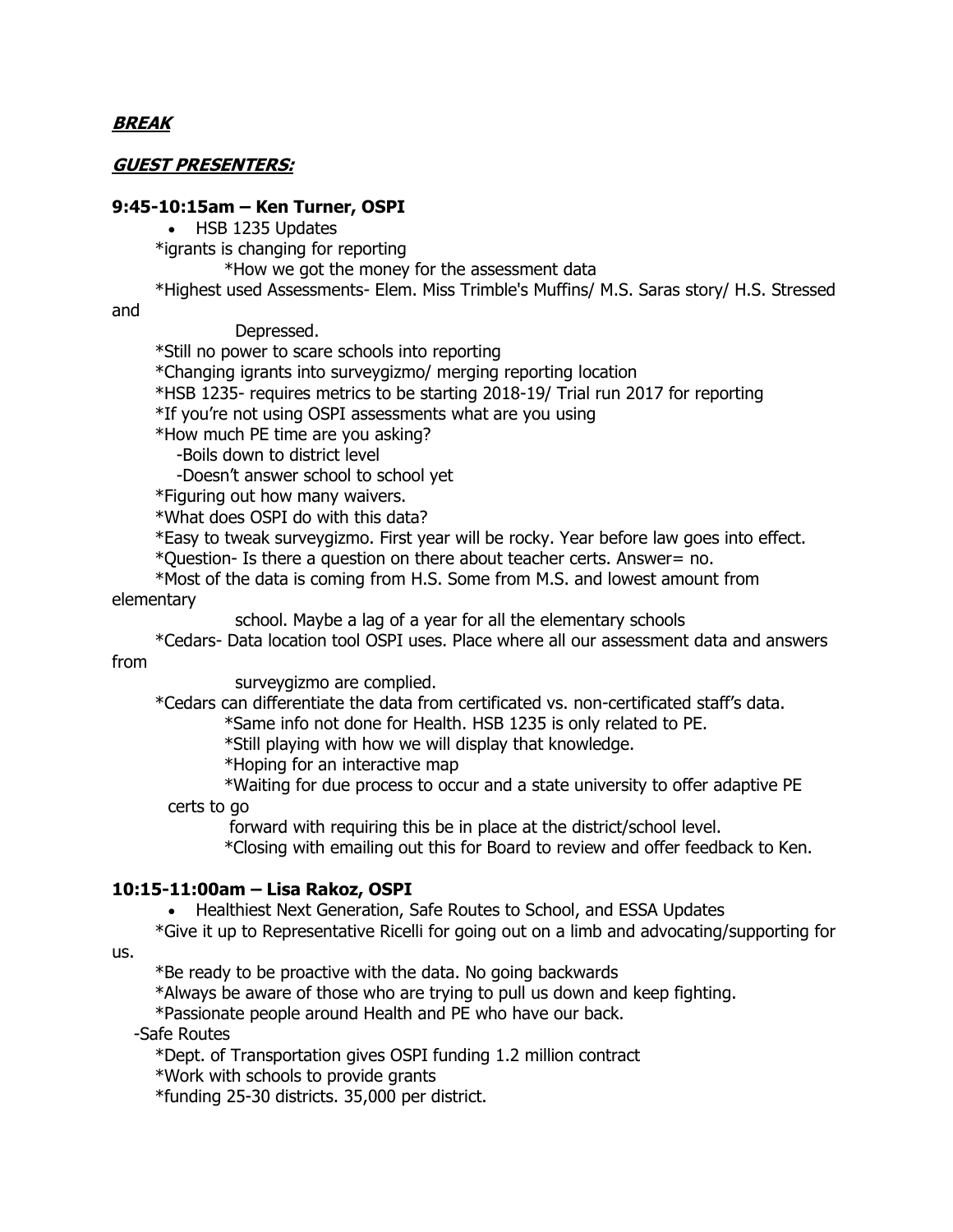***BREAK***

***GUEST PRESENTERS:***

**9:45-10:15am – Ken Turner, OSPI**

- HSB 1235 Updates

*igrants is changing for reporting

*How we got the money for the assessment data

*Highest used Assessments- Elem. Miss Trimble's Muffins/ M.S. Saras story/ H.S. Stressed and Depressed.

*Still no power to scare schools into reporting

*Changing igrants into surveygizmo/ merging reporting location

*HSB 1235- requires metrics to be starting 2018-19/ Trial run 2017 for reporting

*If you're not using OSPI assessments what are you using

*How much PE time are you asking?

-Boils down to district level

-Doesn't answer school to school yet

*Figuring out how many waivers.

*What does OSPI do with this data?

*Easy to tweak surveygizmo. First year will be rocky. Year before law goes into effect.

*Question- Is there a question on there about teacher certs. Answer= no.

*Most of the data is coming from H.S. Some from M.S. and lowest amount from elementary school. Maybe a lag of a year for all the elementary schools

*Cedars- Data location tool OSPI uses. Place where all our assessment data and answers from surveygizmo are complied.

*Cedars can differentiate the data from certificated vs. non-certificated staff's data.

*Same info not done for Health. HSB 1235 is only related to PE.

*Still playing with how we will display that knowledge.

*Hoping for an interactive map

*Waiting for due process to occur and a state university to offer adaptive PE certs to go forward with requiring this be in place at the district/school level.

*Closing with emailing out this for Board to review and offer feedback to Ken.

**10:15-11:00am – Lisa Rakoz, OSPI**

- Healthiest Next Generation, Safe Routes to School, and ESSA Updates

*Give it up to Representative Ricelli for going out on a limb and advocating/supporting for us.

*Be ready to be proactive with the data. No going backwards

*Always be aware of those who are trying to pull us down and keep fighting.

*Passionate people around Health and PE who have our back.

-Safe Routes

*Dept. of Transportation gives OSPI funding 1.2 million contract

*Work with schools to provide grants

*funding 25-30 districts. 35,000 per district.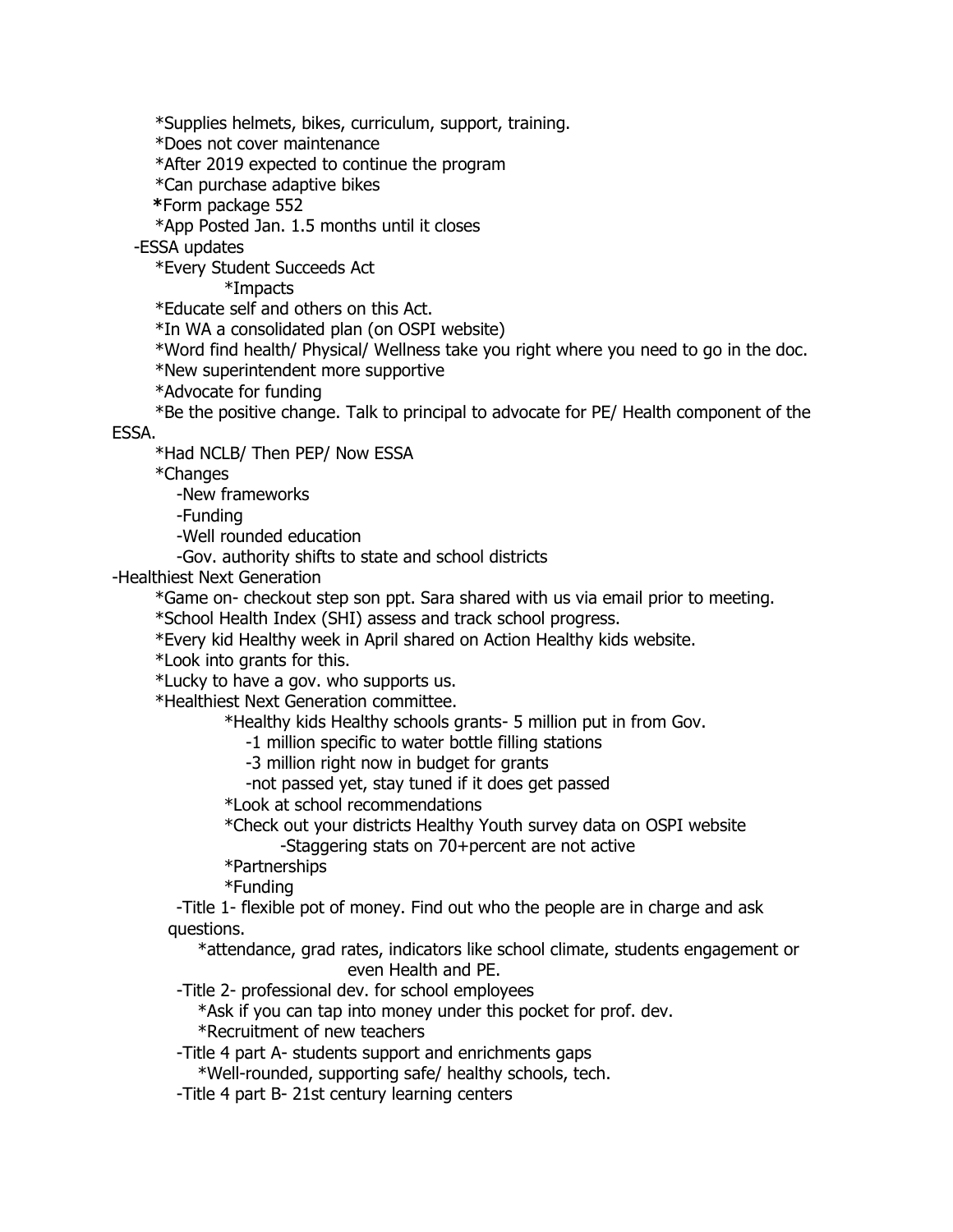- *Supplies helmets, bikes, curriculum, support, training.
- *Does not cover maintenance
- *After 2019 expected to continue the program
- *Can purchase adaptive bikes
- *Form package 552
- *App Posted Jan. 1.5 months until it closes

-ESSA updates

- *Every Student Succeeds Act
  - *Impacts
- *Educate self and others on this Act.
- *In WA a consolidated plan (on OSPI website)
- *Word find health/ Physical/ Wellness take you right where you need to go in the doc.
- *New superintendent more supportive
- *Advocate for funding
- *Be the positive change. Talk to principal to advocate for PE/ Health component of the ESSA.
- *Had NCLB/ Then PEP/ Now ESSA
- *Changes
  - -New frameworks
  - -Funding
  - -Well rounded education
  - -Gov. authority shifts to state and school districts

-Healthiest Next Generation

- *Game on- checkout step son ppt. Sara shared with us via email prior to meeting.
- *School Health Index (SHI) assess and track school progress.
- *Every kid Healthy week in April shared on Action Healthy kids website.
- *Look into grants for this.
- *Lucky to have a gov. who supports us.
- *Healthiest Next Generation committee.
  - *Healthy kids Healthy schools grants- 5 million put in from Gov.
    - -1 million specific to water bottle filling stations
    - -3 million right now in budget for grants
    - -not passed yet, stay tuned if it does get passed
  - *Look at school recommendations
  - *Check out your districts Healthy Youth survey data on OSPI website
    - -Staggering stats on 70+percent are not active
  - *Partnerships
  - *Funding
- -Title 1- flexible pot of money. Find out who the people are in charge and ask questions.
  - *attendance, grad rates, indicators like school climate, students engagement or even Health and PE.
- -Title 2- professional dev. for school employees
  - *Ask if you can tap into money under this pocket for prof. dev.
  - *Recruitment of new teachers
- -Title 4 part A- students support and enrichments gaps
  - *Well-rounded, supporting safe/ healthy schools, tech.
- -Title 4 part B- 21st century learning centers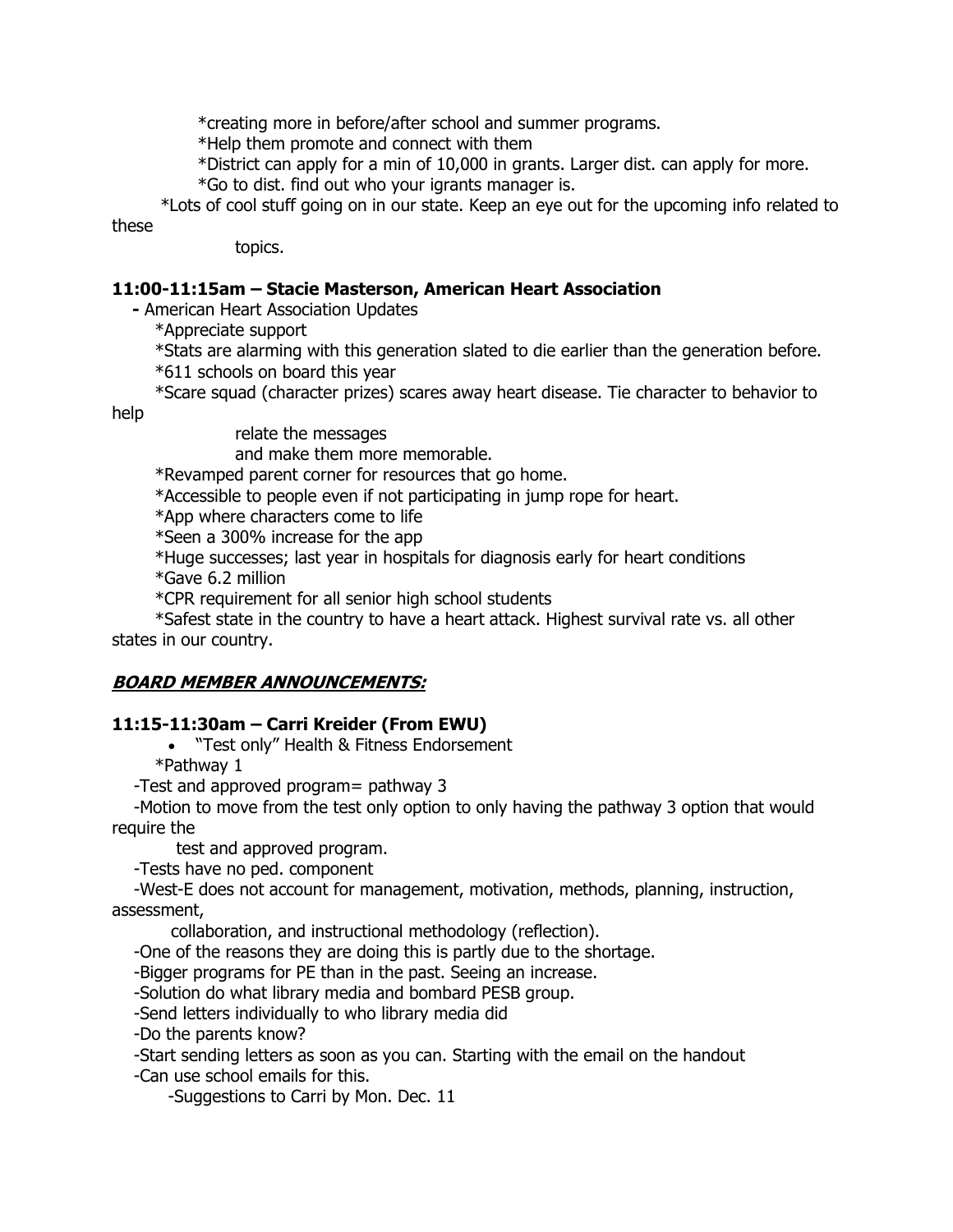*creating more in before/after school and summer programs.

*Help them promote and connect with them

*District can apply for a min of 10,000 in grants. Larger dist. can apply for more.

*Go to dist. find out who your igrants manager is.

*Lots of cool stuff going on in our state. Keep an eye out for the upcoming info related to these topics.

**11:00-11:15am – Stacie Masterson, American Heart Association**

- American Heart Association Updates

*Appreciate support

*Stats are alarming with this generation slated to die earlier than the generation before.

*611 schools on board this year

*Scare squad (character prizes) scares away heart disease. Tie character to behavior to help relate the messages and make them more memorable.

*Revamped parent corner for resources that go home.

*Accessible to people even if not participating in jump rope for heart.

*App where characters come to life

*Seen a 300% increase for the app

*Huge successes; last year in hospitals for diagnosis early for heart conditions

*Gave 6.2 million

*CPR requirement for all senior high school students

*Safest state in the country to have a heart attack. Highest survival rate vs. all other states in our country.

***BOARD MEMBER ANNOUNCEMENTS:***

**11:15-11:30am – Carri Kreider (From EWU)**

- "Test only" Health & Fitness Endorsement

*Pathway 1

-Test and approved program= pathway 3

-Motion to move from the test only option to only having the pathway 3 option that would require the test and approved program.

-Tests have no ped. component

-West-E does not account for management, motivation, methods, planning, instruction, assessment, collaboration, and instructional methodology (reflection).

-One of the reasons they are doing this is partly due to the shortage.

-Bigger programs for PE than in the past. Seeing an increase.

-Solution do what library media and bombard PESB group.

-Send letters individually to who library media did

-Do the parents know?

-Start sending letters as soon as you can. Starting with the email on the handout

-Can use school emails for this.

-Suggestions to Carri by Mon. Dec. 11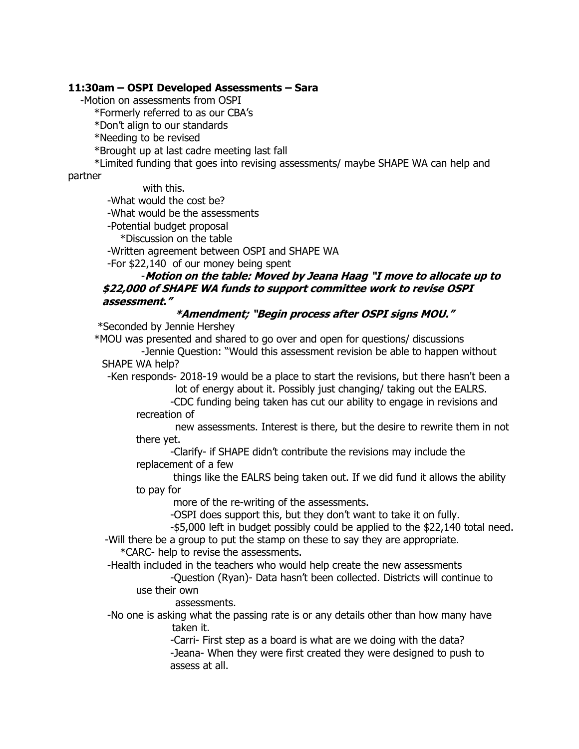**11:30am – OSPI Developed Assessments – Sara**

- Motion on assessments from OSPI
  - *Formerly referred to as our CBA's
  - *Don't align to our standards
  - *Needing to be revised
  - *Brought up at last cadre meeting last fall
  - *Limited funding that goes into revising assessments/ maybe SHAPE WA can help and partner with this.
    - -What would the cost be?
    - -What would be the assessments
    - -Potential budget proposal
      - *Discussion on the table
    - -Written agreement between OSPI and SHAPE WA
    - -For $22,140 of our money being spent
      - -***Motion on the table: Moved by Jeana Haag "I move to allocate up to $22,000 of SHAPE WA funds to support committee work to revise OSPI assessment."***
        - ***\*Amendment; "Begin process after OSPI signs MOU."***
  - *Seconded by Jennie Hershey
  - *MOU was presented and shared to go over and open for questions/ discussions
    - -Jennie Question: "Would this assessment revision be able to happen without SHAPE WA help?
    - -Ken responds- 2018-19 would be a place to start the revisions, but there hasn't been a lot of energy about it. Possibly just changing/ taking out the EALRS.
      - -CDC funding being taken has cut our ability to engage in revisions and recreation of new assessments. Interest is there, but the desire to rewrite them in not there yet.
      - -Clarify- if SHAPE didn't contribute the revisions may include the replacement of a few things like the EALRS being taken out. If we did fund it allows the ability to pay for more of the re-writing of the assessments.
      - -OSPI does support this, but they don't want to take it on fully.
      - -$5,000 left in budget possibly could be applied to the $22,140 total need.
    - -Will there be a group to put the stamp on these to say they are appropriate.
      - *CARC- help to revise the assessments.
    - -Health included in the teachers who would help create the new assessments
      - -Question (Ryan)- Data hasn't been collected. Districts will continue to use their own assessments.
    - -No one is asking what the passing rate is or any details other than how many have taken it.
      - -Carri- First step as a board is what are we doing with the data?
      - -Jeana- When they were first created they were designed to push to assess at all.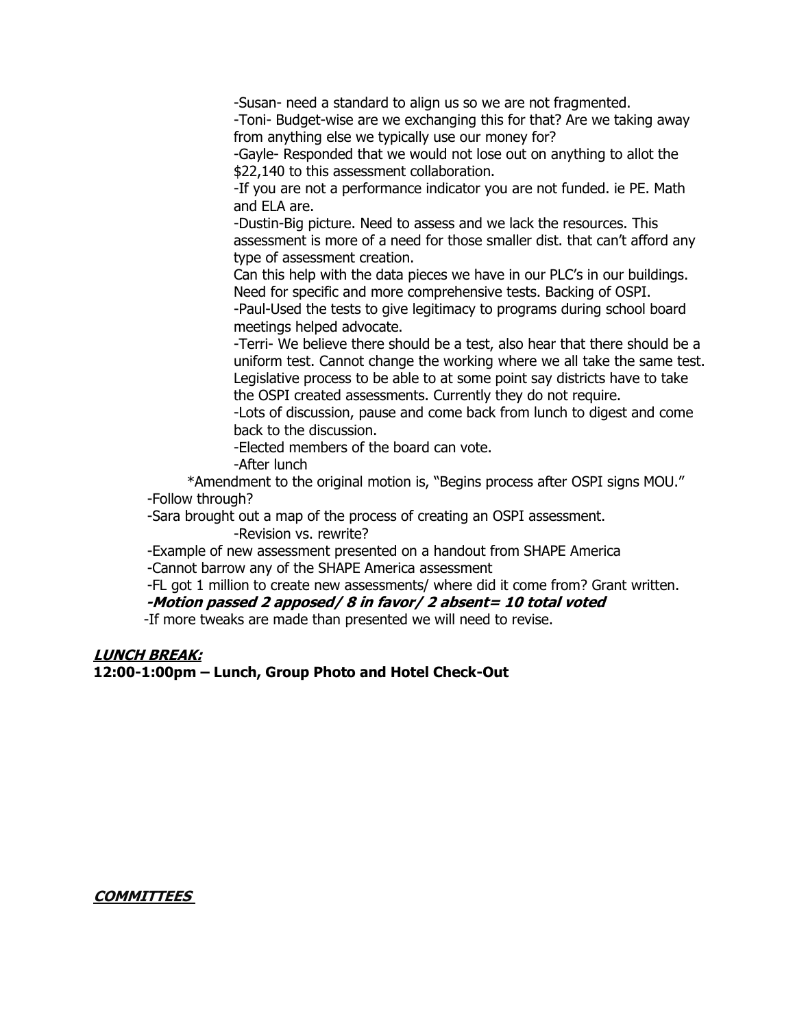-Susan- need a standard to align us so we are not fragmented.

-Toni- Budget-wise are we exchanging this for that? Are we taking away from anything else we typically use our money for?

-Gayle- Responded that we would not lose out on anything to allot the $22,140 to this assessment collaboration.

-If you are not a performance indicator you are not funded. ie PE. Math and ELA are.

-Dustin-Big picture. Need to assess and we lack the resources. This assessment is more of a need for those smaller dist. that can't afford any type of assessment creation.

Can this help with the data pieces we have in our PLC's in our buildings. Need for specific and more comprehensive tests. Backing of OSPI.

-Paul-Used the tests to give legitimacy to programs during school board meetings helped advocate.

-Terri- We believe there should be a test, also hear that there should be a uniform test. Cannot change the working where we all take the same test. Legislative process to be able to at some point say districts have to take the OSPI created assessments. Currently they do not require.

-Lots of discussion, pause and come back from lunch to digest and come back to the discussion.

-Elected members of the board can vote.

-After lunch

*Amendment to the original motion is, "Begins process after OSPI signs MOU."

-Follow through?

-Sara brought out a map of the process of creating an OSPI assessment.

-Revision vs. rewrite?

-Example of new assessment presented on a handout from SHAPE America

-Cannot barrow any of the SHAPE America assessment

-FL got 1 million to create new assessments/ where did it come from? Grant written.

***-Motion passed 2 apposed/ 8 in favor/ 2 absent= 10 total voted***

-If more tweaks are made than presented we will need to revise.

***LUNCH BREAK:***

**12:00-1:00pm – Lunch, Group Photo and Hotel Check-Out**

***COMMITTEES***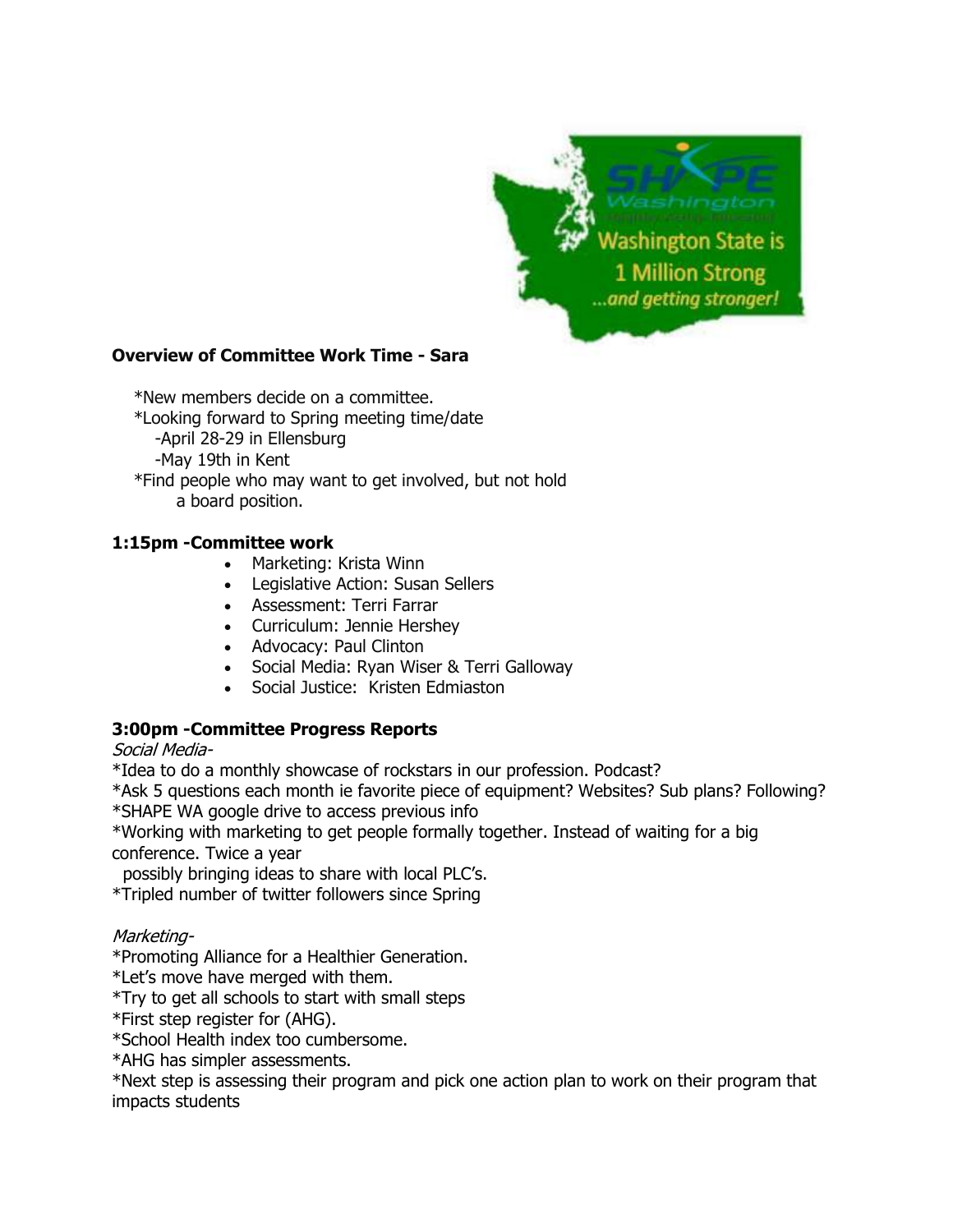**Overview of Committee Work Time - Sara**

*New members decide on a committee.
*Looking forward to Spring meeting time/date
-April 28-29 in Ellensburg
-May 19th in Kent
*Find people who may want to get involved, but not hold a board position.

**1:15pm -Committee work**

- Marketing: Krista Winn
- Legislative Action: Susan Sellers
- Assessment: Terri Farrar
- Curriculum: Jennie Hershey
- Advocacy: Paul Clinton
- Social Media: Ryan Wiser & Terri Galloway
- Social Justice: Kristen Edmiaston

**3:00pm -Committee Progress Reports**

*Social Media-*

*Idea to do a monthly showcase of rockstars in our profession. Podcast?
*Ask 5 questions each month ie favorite piece of equipment? Websites? Sub plans? Following?
*SHAPE WA google drive to access previous info
*Working with marketing to get people formally together. Instead of waiting for a big conference. Twice a year
possibly bringing ideas to share with local PLC's.
*Tripled number of twitter followers since Spring

*Marketing-*

*Promoting Alliance for a Healthier Generation.
*Let's move have merged with them.
*Try to get all schools to start with small steps
*First step register for (AHG).
*School Health index too cumbersome.
*AHG has simpler assessments.
*Next step is assessing their program and pick one action plan to work on their program that impacts students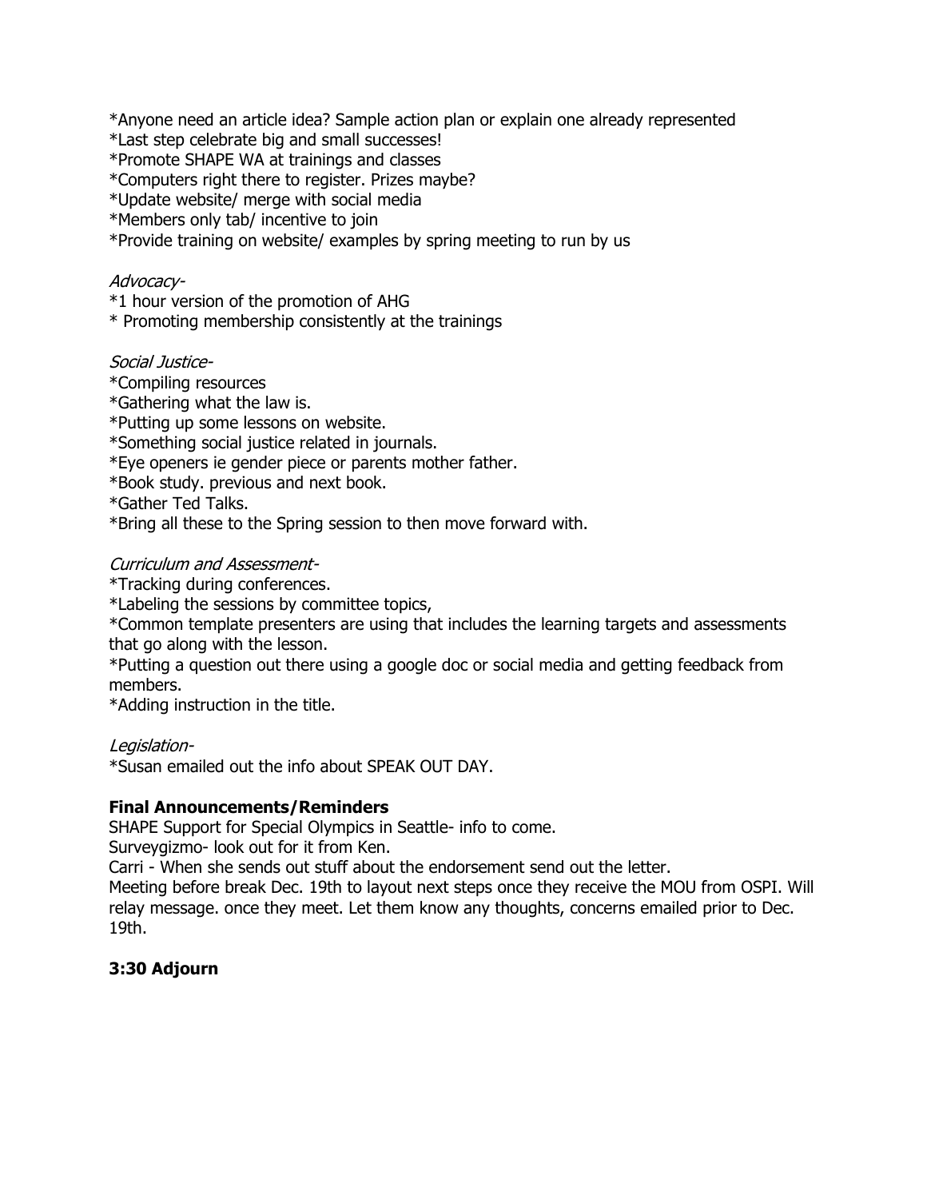*Anyone need an article idea? Sample action plan or explain one already represented
*Last step celebrate big and small successes!
*Promote SHAPE WA at trainings and classes
*Computers right there to register. Prizes maybe?
*Update website/ merge with social media
*Members only tab/ incentive to join
*Provide training on website/ examples by spring meeting to run by us

*Advocacy-*
*1 hour version of the promotion of AHG
* Promoting membership consistently at the trainings

*Social Justice-*
*Compiling resources
*Gathering what the law is.
*Putting up some lessons on website.
*Something social justice related in journals.
*Eye openers ie gender piece or parents mother father.
*Book study. previous and next book.
*Gather Ted Talks.
*Bring all these to the Spring session to then move forward with.

*Curriculum and Assessment-*
*Tracking during conferences.
*Labeling the sessions by committee topics,
*Common template presenters are using that includes the learning targets and assessments that go along with the lesson.
*Putting a question out there using a google doc or social media and getting feedback from members.
*Adding instruction in the title.

*Legislation-*
*Susan emailed out the info about SPEAK OUT DAY.

**Final Announcements/Reminders**

SHAPE Support for Special Olympics in Seattle- info to come.
Surveygizmo- look out for it from Ken.
Carri - When she sends out stuff about the endorsement send out the letter.
Meeting before break Dec. 19th to layout next steps once they receive the MOU from OSPI. Will relay message. once they meet. Let them know any thoughts, concerns emailed prior to Dec. 19th.

**3:30 Adjourn**